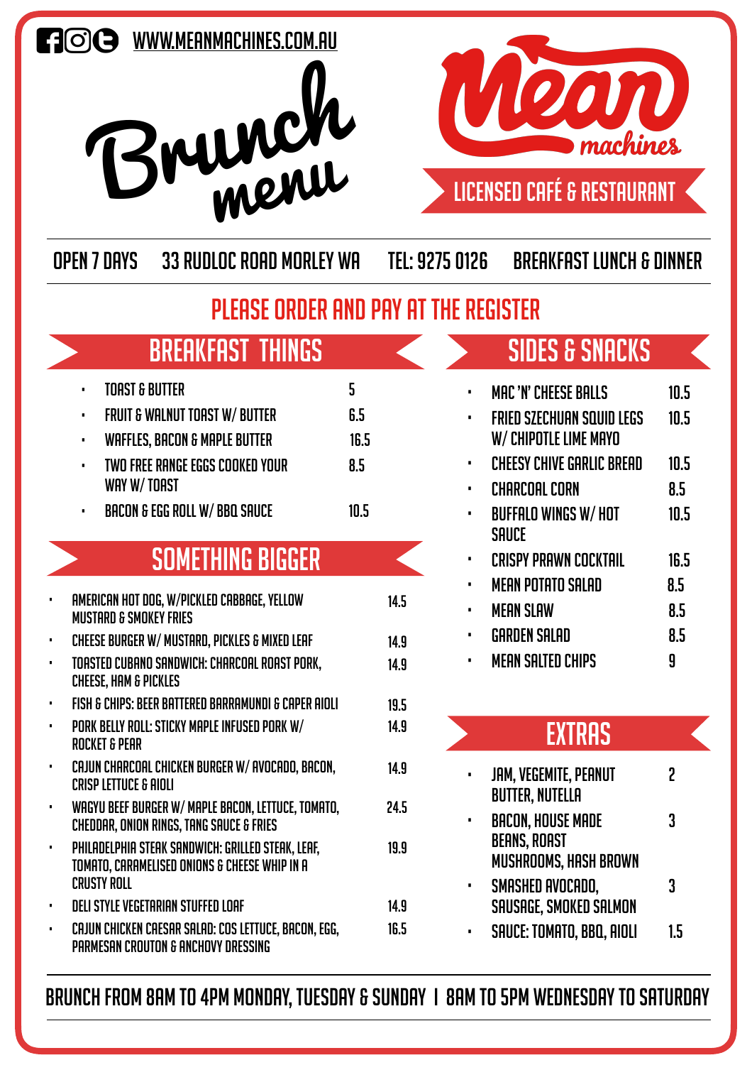WWW.MEANMACHINES.COM.AU

# Brunch menu

# Mean machines

LICENSED CAFÉ & RESTAURANT

OPEN 7 DAYS | 33 RUDLOC ROAD MORLEY WA | TEL: 9275 0126 | BREAKFAST LUNCH & DINNER

## PLEASE ORDER AND PAY AT THE REGISTER

## BREAKFAST THINGS

| Item | Price |
|---|---|
| TOAST & BUTTER | 5 |
| FRUIT & WALNUT TOAST W/ BUTTER | 6.5 |
| WAFFLES, BACON & MAPLE BUTTER | 16.5 |
| TWO FREE RANGE EGGS COOKED YOUR WAY W/ TOAST | 8.5 |
| BACON & EGG ROLL W/ BBQ SAUCE | 10.5 |

## SOMETHING BIGGER

| Item | Price |
|---|---|
| AMERICAN HOT DOG, W/PICKLED CABBAGE, YELLOW MUSTARD & SMOKEY FRIES | 14.5 |
| CHEESE BURGER W/ MUSTARD, PICKLES & MIXED LEAF | 14.9 |
| TOASTED CUBANO SANDWICH: CHARCOAL ROAST PORK, CHEESE, HAM & PICKLES | 14.9 |
| FISH & CHIPS: BEER BATTERED BARRAMUNDI & CAPER AIOLI | 19.5 |
| PORK BELLY ROLL: STICKY MAPLE INFUSED PORK W/ ROCKET & PEAR | 14.9 |
| CAJUN CHARCOAL CHICKEN BURGER W/ AVOCADO, BACON, CRISP LETTUCE & AIOLI | 14.9 |
| WAGYU BEEF BURGER W/ MAPLE BACON, LETTUCE, TOMATO, CHEDDAR, ONION RINGS, TANG SAUCE & FRIES | 24.5 |
| PHILADELPHIA STEAK SANDWICH: GRILLED STEAK, LEAF, TOMATO, CARAMELISED ONIONS & CHEESE WHIP IN A CRUSTY ROLL | 19.9 |
| DELI STYLE VEGETARIAN STUFFED LOAF | 14.9 |
| CAJUN CHICKEN CAESAR SALAD: COS LETTUCE, BACON, EGG, PARMESAN CROUTON & ANCHOVY DRESSING | 16.5 |

## SIDES & SNACKS

| Item | Price |
|---|---|
| MAC 'N' CHEESE BALLS | 10.5 |
| FRIED SZECHUAN SQUID LEGS W/ CHIPOTLE LIME MAYO | 10.5 |
| CHEESY CHIVE GARLIC BREAD | 10.5 |
| CHARCOAL CORN | 8.5 |
| BUFFALO WINGS W/ HOT SAUCE | 10.5 |
| CRISPY PRAWN COCKTAIL | 16.5 |
| MEAN POTATO SALAD | 8.5 |
| MEAN SLAW | 8.5 |
| GARDEN SALAD | 8.5 |
| MEAN SALTED CHIPS | 9 |

## EXTRAS

| Item | Price |
|---|---|
| JAM, VEGEMITE, PEANUT BUTTER, NUTELLA | 2 |
| BACON, HOUSE MADE BEANS, ROAST MUSHROOMS, HASH BROWN | 3 |
| SMASHED AVOCADO, SAUSAGE, SMOKED SALMON | 3 |
| SAUCE: TOMATO, BBQ, AIOLI | 1.5 |

BRUNCH FROM 8AM TO 4PM MONDAY, TUESDAY & SUNDAY | 8AM TO 5PM WEDNESDAY TO SATURDAY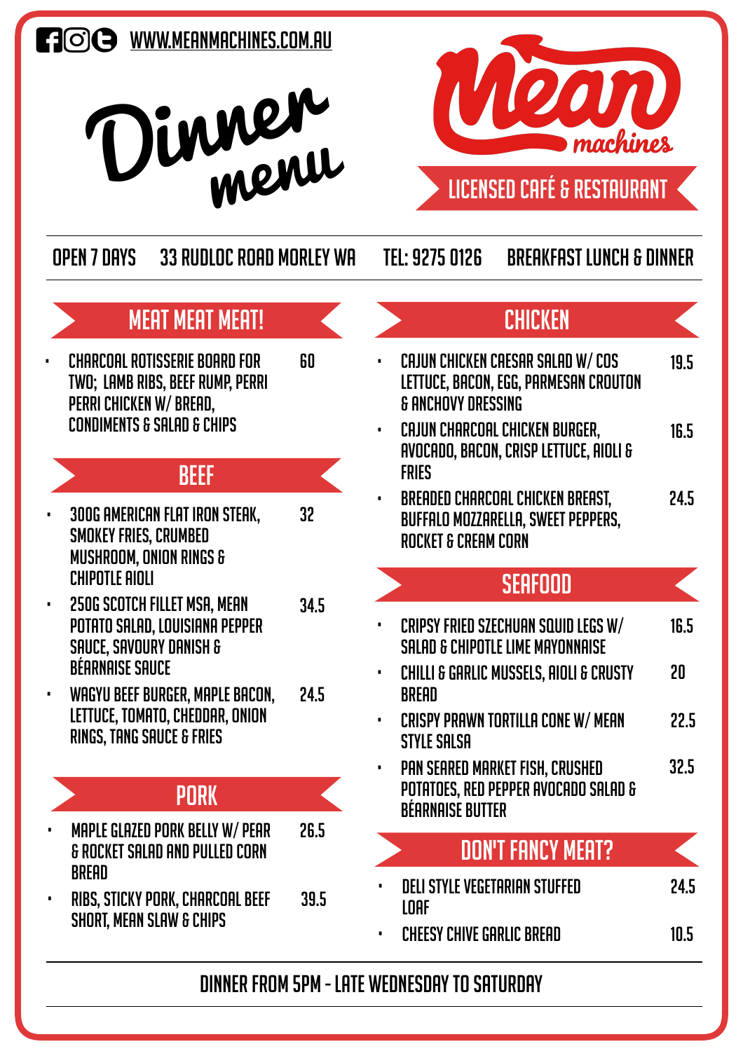[WWW.MEANMACHINES.COM.AU](http://www.meanmachines.com.au)

# Dinner menu

# Mean machines

## LICENSED CAFÉ & RESTAURANT

OPEN 7 DAYS | 33 RUDLOC ROAD MORLEY WA | TEL: 9275 0126 | BREAKFAST LUNCH & DINNER

## MEAT MEAT MEAT!

- CHARCOAL ROTISSERIE BOARD FOR TWO; LAMB RIBS, BEEF RUMP, PERRI PERRI CHICKEN W/ BREAD, CONDIMENTS & SALAD & CHIPS — 60

## BEEF

- 300G AMERICAN FLAT IRON STEAK, SMOKEY FRIES, CRUMBED MUSHROOM, ONION RINGS & CHIPOTLE AIOLI — 32
- 250G SCOTCH FILLET MSA, MEAN POTATO SALAD, LOUISIANA PEPPER SAUCE, SAVOURY DANISH & BÉARNAISE SAUCE — 34.5
- WAGYU BEEF BURGER, MAPLE BACON, LETTUCE, TOMATO, CHEDDAR, ONION RINGS, TANG SAUCE & FRIES — 24.5

## PORK

- MAPLE GLAZED PORK BELLY W/ PEAR & ROCKET SALAD AND PULLED CORN BREAD — 26.5
- RIBS, STICKY PORK, CHARCOAL BEEF SHORT, MEAN SLAW & CHIPS — 39.5

## CHICKEN

- CAJUN CHICKEN CAESAR SALAD W/ COS LETTUCE, BACON, EGG, PARMESAN CROUTON & ANCHOVY DRESSING — 19.5
- CAJUN CHARCOAL CHICKEN BURGER, AVOCADO, BACON, CRISP LETTUCE, AIOLI & FRIES — 16.5
- BREADED CHARCOAL CHICKEN BREAST, BUFFALO MOZZARELLA, SWEET PEPPERS, ROCKET & CREAM CORN — 24.5

## SEAFOOD

- CRIPSY FRIED SZECHUAN SQUID LEGS W/ SALAD & CHIPOTLE LIME MAYONNAISE — 16.5
- CHILLI & GARLIC MUSSELS, AIOLI & CRUSTY BREAD — 20
- CRISPY PRAWN TORTILLA CONE W/ MEAN STYLE SALSA — 22.5
- PAN SEARED MARKET FISH, CRUSHED POTATOES, RED PEPPER AVOCADO SALAD & BÉARNAISE BUTTER — 32.5

## DON'T FANCY MEAT?

- DELI STYLE VEGETARIAN STUFFED LOAF — 24.5
- CHEESY CHIVE GARLIC BREAD — 10.5

DINNER FROM 5PM - LATE WEDNESDAY TO SATURDAY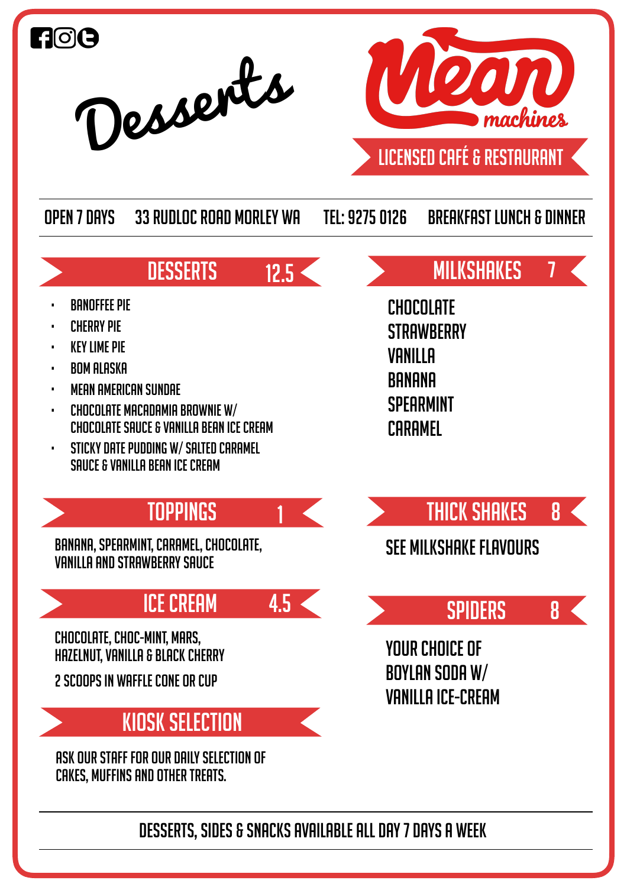# Desserts

**Mean machines**

LICENSED CAFÉ & RESTAURANT

OPEN 7 DAYS | 33 RUDLOC ROAD MORLEY WA | TEL: 9275 0126 | BREAKFAST LUNCH & DINNER

## DESSERTS 12.5

- BANOFFEE PIE
- CHERRY PIE
- KEY LIME PIE
- BOM ALASKA
- MEAN AMERICAN SUNDAE
- CHOCOLATE MACADAMIA BROWNIE W/ CHOCOLATE SAUCE & VANILLA BEAN ICE CREAM
- STICKY DATE PUDDING W/ SALTED CARAMEL SAUCE & VANILLA BEAN ICE CREAM

## TOPPINGS 1

BANANA, SPEARMINT, CARAMEL, CHOCOLATE, VANILLA AND STRAWBERRY SAUCE

## ICE CREAM 4.5

CHOCOLATE, CHOC-MINT, MARS, HAZELNUT, VANILLA & BLACK CHERRY

2 SCOOPS IN WAFFLE CONE OR CUP

## KIOSK SELECTION

ASK OUR STAFF FOR OUR DAILY SELECTION OF CAKES, MUFFINS AND OTHER TREATS.

## MILKSHAKES 7

CHOCOLATE
STRAWBERRY
VANILLA
BANANA
SPEARMINT
CARAMEL

## THICK SHAKES 8

SEE MILKSHAKE FLAVOURS

## SPIDERS 8

YOUR CHOICE OF BOYLAN SODA W/ VANILLA ICE-CREAM

DESSERTS, SIDES & SNACKS AVAILABLE ALL DAY 7 DAYS A WEEK